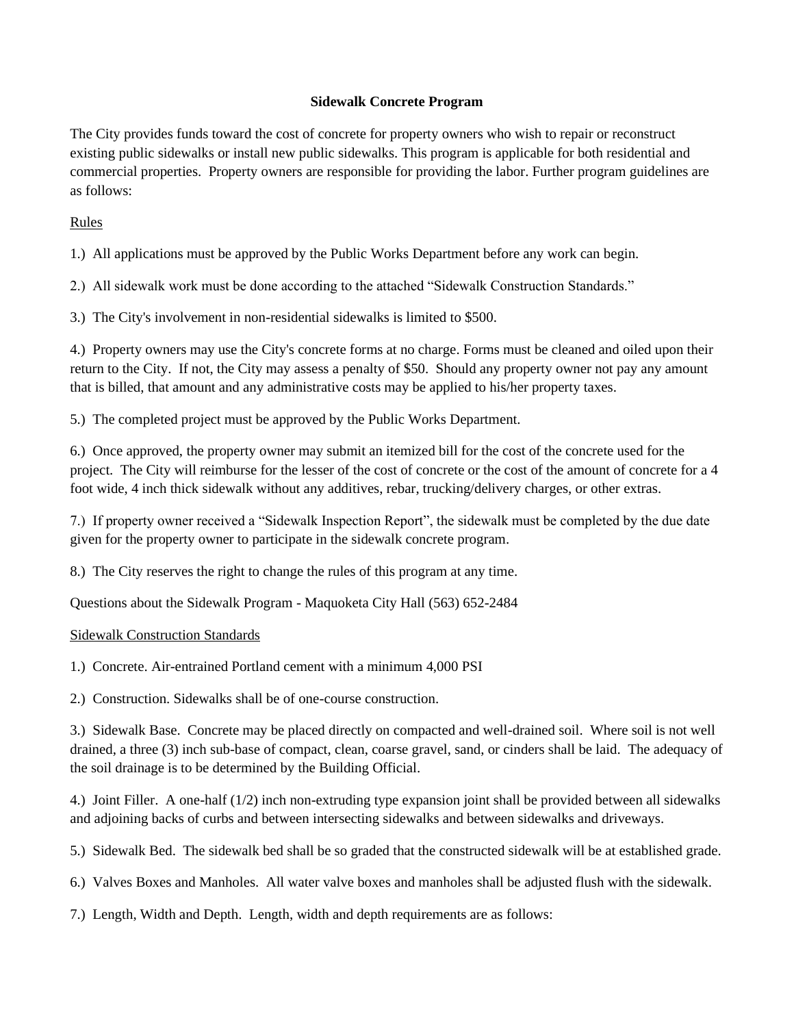# Sidewalk Concrete Program

The City provides funds toward the cost of concrete for property owners who wish to repair or reconstruct existing public sidewalks or install new public sidewalks. This program is applicable for both residential and commercial properties. Property owners are responsible for providing the labor. Further program guidelines are as follows:

## Rules

1.) All applications must be approved by the Public Works Department before any work can begin.

2.) All sidewalk work must be done according to the attached "Sidewalk Construction Standards."

3.) The City's involvement in non-residential sidewalks is limited to $500.

4.) Property owners may use the City's concrete forms at no charge. Forms must be cleaned and oiled upon their return to the City. If not, the City may assess a penalty of $50. Should any property owner not pay any amount that is billed, that amount and any administrative costs may be applied to his/her property taxes.

5.) The completed project must be approved by the Public Works Department.

6.) Once approved, the property owner may submit an itemized bill for the cost of the concrete used for the project. The City will reimburse for the lesser of the cost of concrete or the cost of the amount of concrete for a 4 foot wide, 4 inch thick sidewalk without any additives, rebar, trucking/delivery charges, or other extras.

7.) If property owner received a "Sidewalk Inspection Report", the sidewalk must be completed by the due date given for the property owner to participate in the sidewalk concrete program.

8.) The City reserves the right to change the rules of this program at any time.

Questions about the Sidewalk Program - Maquoketa City Hall (563) 652-2484

## Sidewalk Construction Standards

1.) Concrete. Air-entrained Portland cement with a minimum 4,000 PSI

2.) Construction. Sidewalks shall be of one-course construction.

3.) Sidewalk Base. Concrete may be placed directly on compacted and well-drained soil. Where soil is not well drained, a three (3) inch sub-base of compact, clean, coarse gravel, sand, or cinders shall be laid. The adequacy of the soil drainage is to be determined by the Building Official.

4.) Joint Filler. A one-half (1/2) inch non-extruding type expansion joint shall be provided between all sidewalks and adjoining backs of curbs and between intersecting sidewalks and between sidewalks and driveways.

5.) Sidewalk Bed. The sidewalk bed shall be so graded that the constructed sidewalk will be at established grade.

6.) Valves Boxes and Manholes. All water valve boxes and manholes shall be adjusted flush with the sidewalk.

7.) Length, Width and Depth. Length, width and depth requirements are as follows: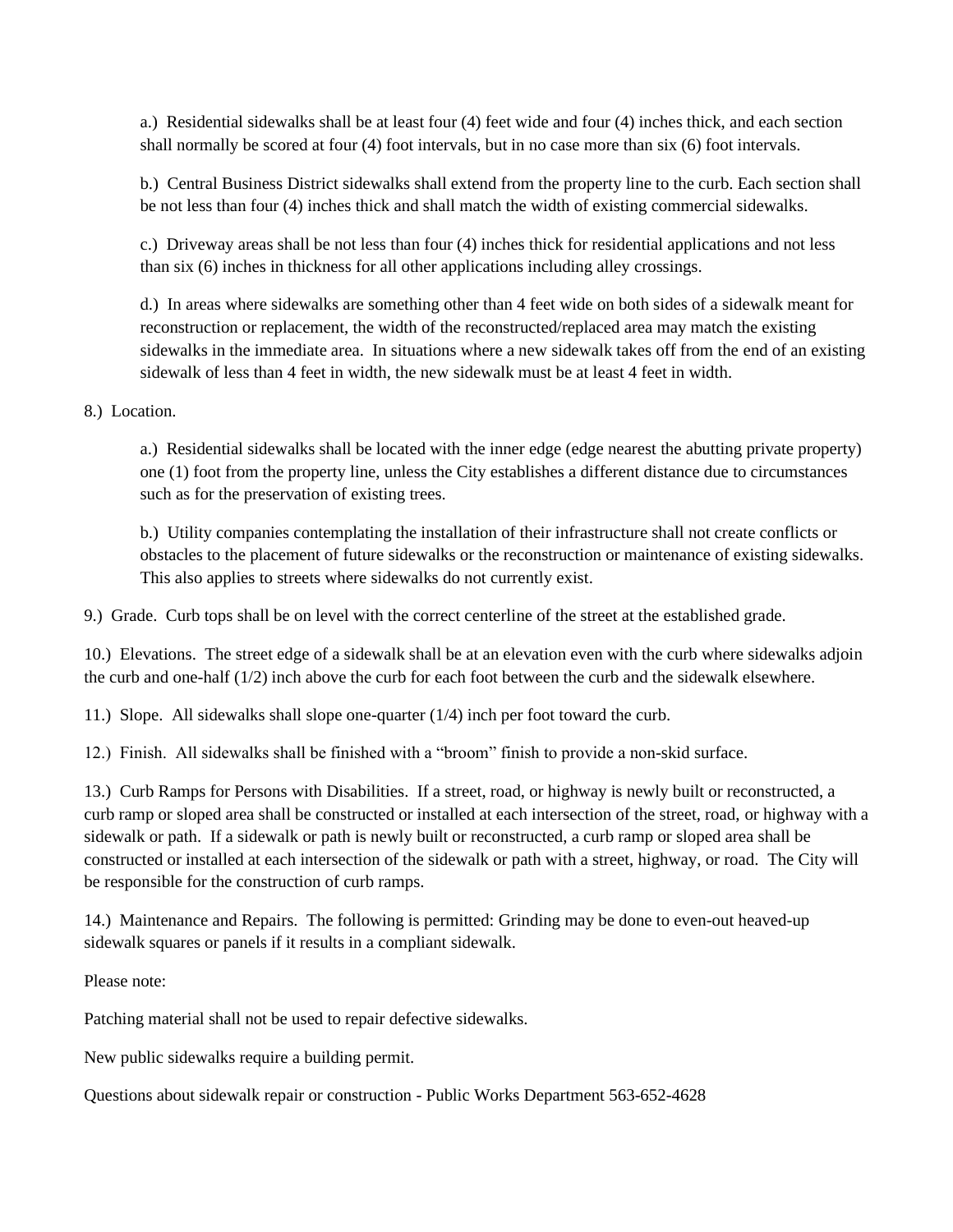a.) Residential sidewalks shall be at least four (4) feet wide and four (4) inches thick, and each section shall normally be scored at four (4) foot intervals, but in no case more than six (6) foot intervals.

b.) Central Business District sidewalks shall extend from the property line to the curb. Each section shall be not less than four (4) inches thick and shall match the width of existing commercial sidewalks.

c.) Driveway areas shall be not less than four (4) inches thick for residential applications and not less than six (6) inches in thickness for all other applications including alley crossings.

d.) In areas where sidewalks are something other than 4 feet wide on both sides of a sidewalk meant for reconstruction or replacement, the width of the reconstructed/replaced area may match the existing sidewalks in the immediate area. In situations where a new sidewalk takes off from the end of an existing sidewalk of less than 4 feet in width, the new sidewalk must be at least 4 feet in width.

8.) Location.

a.) Residential sidewalks shall be located with the inner edge (edge nearest the abutting private property) one (1) foot from the property line, unless the City establishes a different distance due to circumstances such as for the preservation of existing trees.

b.) Utility companies contemplating the installation of their infrastructure shall not create conflicts or obstacles to the placement of future sidewalks or the reconstruction or maintenance of existing sidewalks. This also applies to streets where sidewalks do not currently exist.

9.) Grade. Curb tops shall be on level with the correct centerline of the street at the established grade.

10.) Elevations. The street edge of a sidewalk shall be at an elevation even with the curb where sidewalks adjoin the curb and one-half (1/2) inch above the curb for each foot between the curb and the sidewalk elsewhere.

11.) Slope. All sidewalks shall slope one-quarter (1/4) inch per foot toward the curb.

12.) Finish. All sidewalks shall be finished with a "broom" finish to provide a non-skid surface.

13.) Curb Ramps for Persons with Disabilities. If a street, road, or highway is newly built or reconstructed, a curb ramp or sloped area shall be constructed or installed at each intersection of the street, road, or highway with a sidewalk or path. If a sidewalk or path is newly built or reconstructed, a curb ramp or sloped area shall be constructed or installed at each intersection of the sidewalk or path with a street, highway, or road. The City will be responsible for the construction of curb ramps.

14.) Maintenance and Repairs. The following is permitted: Grinding may be done to even-out heaved-up sidewalk squares or panels if it results in a compliant sidewalk.

Please note:

Patching material shall not be used to repair defective sidewalks.

New public sidewalks require a building permit.

Questions about sidewalk repair or construction - Public Works Department 563-652-4628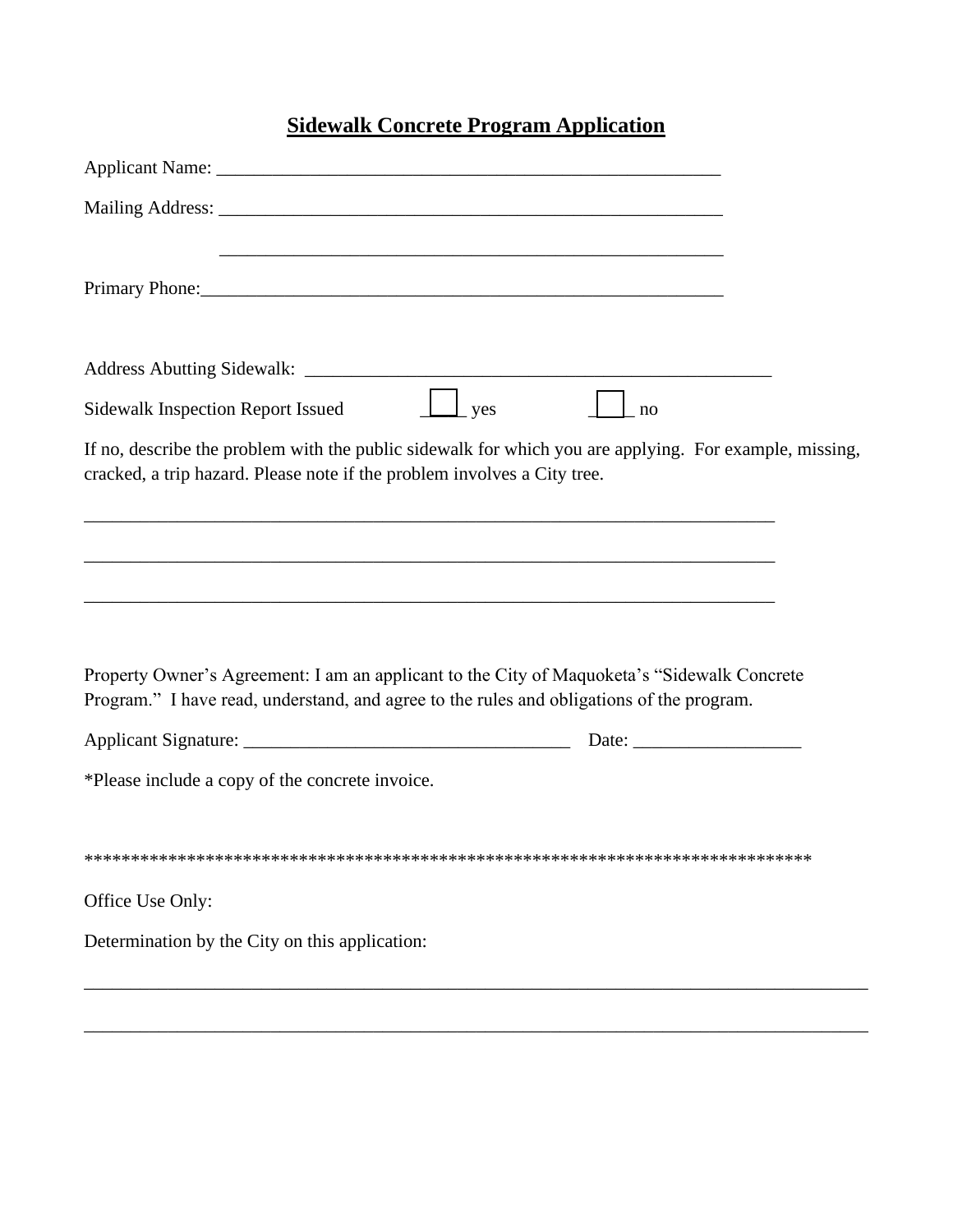# <u>Sidewalk Concrete Program Application</u>

Applicant Name: ________________________________________________________

Mailing Address: ________________________________________________________

________________________________________________________

Primary Phone:__________________________________________________________

Address Abutting Sidewalk: ____________________________________________________

Sidewalk Inspection Report Issued ☐ yes ☐ no

If no, describe the problem with the public sidewalk for which you are applying. For example, missing, cracked, a trip hazard. Please note if the problem involves a City tree.

______________________________________________________________________________

______________________________________________________________________________

______________________________________________________________________________

Property Owner's Agreement: I am an applicant to the City of Maquoketa's "Sidewalk Concrete Program." I have read, understand, and agree to the rules and obligations of the program.

Applicant Signature: ____________________________________ Date: __________________

*Please include a copy of the concrete invoice.

*********************************************************************************

Office Use Only:

Determination by the City on this application:

______________________________________________________________________________________

______________________________________________________________________________________